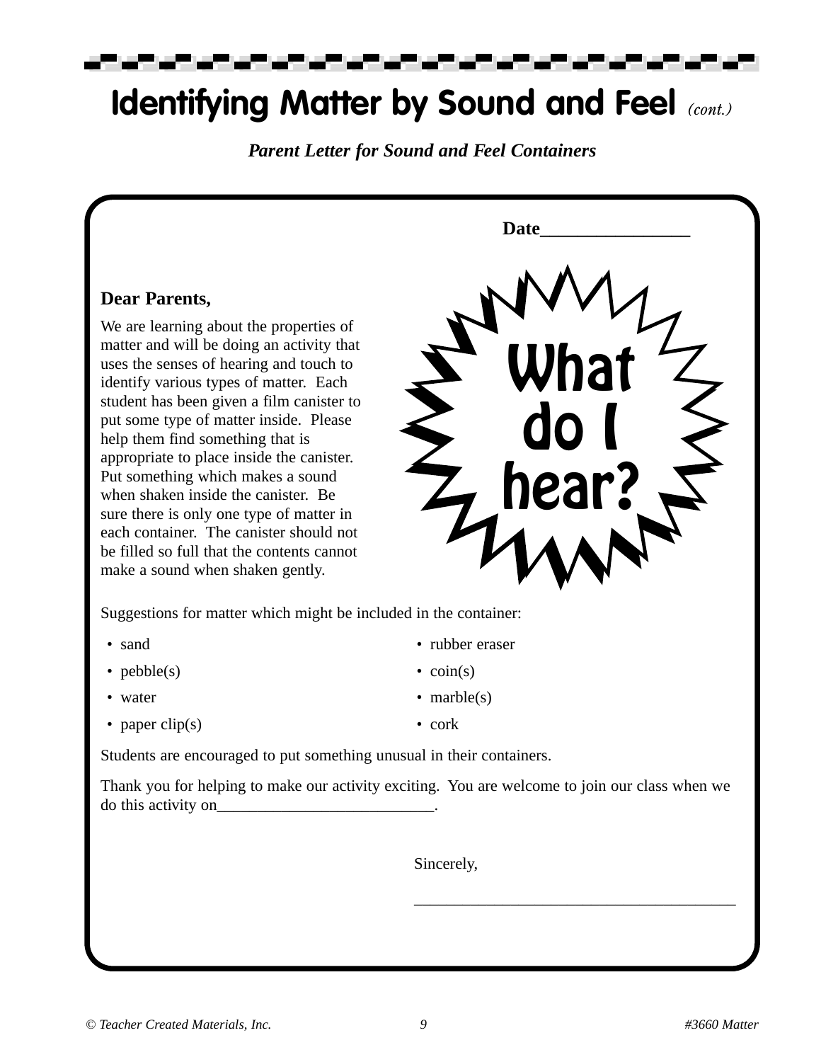# Identifying Matter by Sound and Feel *(cont.)*

***Parent Letter for Sound and Feel Containers***

**Date________________**

What do I hear?

**Dear Parents,**

We are learning about the properties of matter and will be doing an activity that uses the senses of hearing and touch to identify various types of matter. Each student has been given a film canister to put some type of matter inside. Please help them find something that is appropriate to place inside the canister. Put something which makes a sound when shaken inside the canister. Be sure there is only one type of matter in each container. The canister should not be filled so full that the contents cannot make a sound when shaken gently.

Suggestions for matter which might be included in the container:

- sand
- pebble(s)
- water
- paper clip(s)
- rubber eraser
- coin(s)
- marble(s)
- cork

Students are encouraged to put something unusual in their containers.

Thank you for helping to make our activity exciting. You are welcome to join our class when we do this activity on__________________________.

Sincerely,

_______________________________________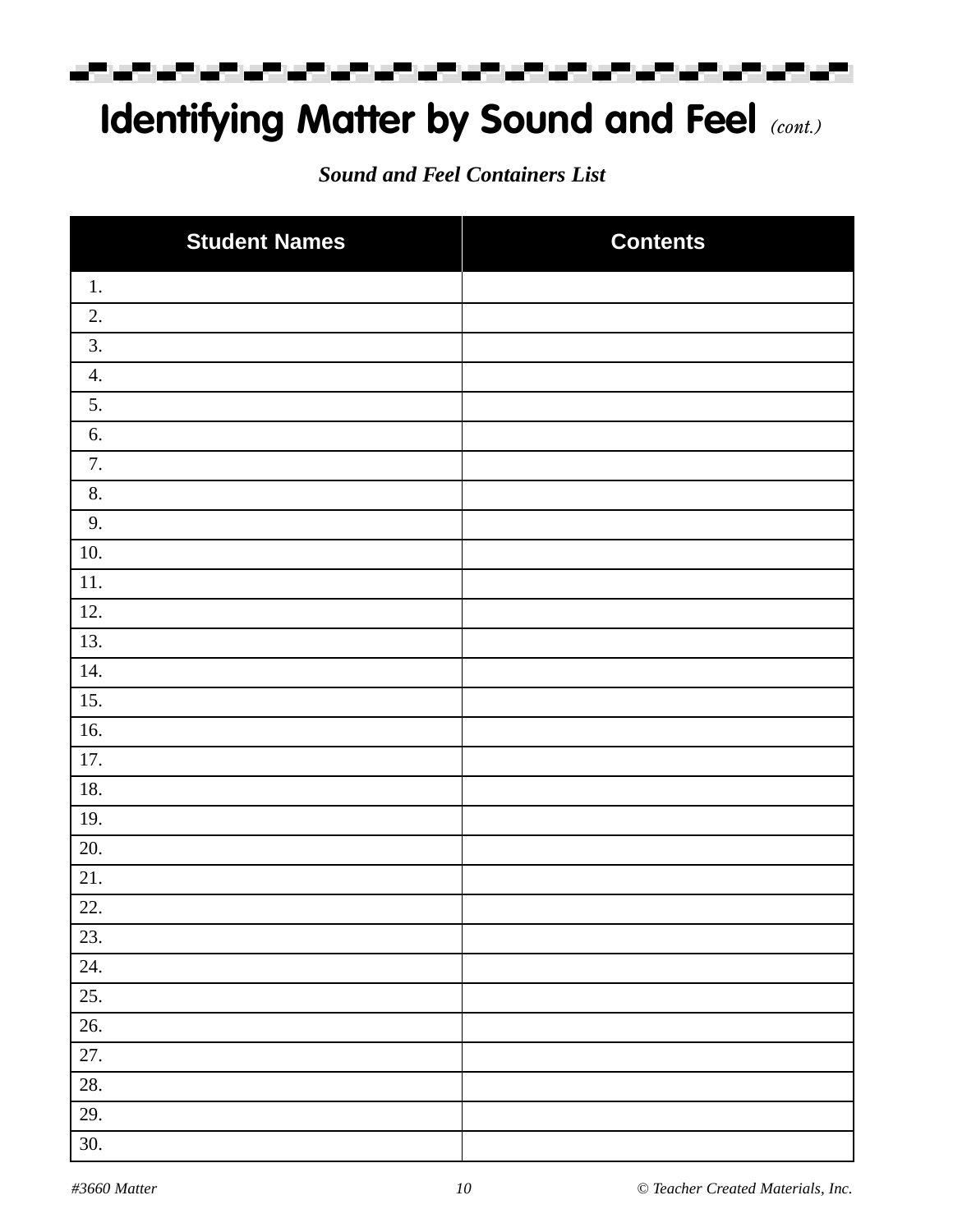# Identifying Matter by Sound and Feel *(cont.)*

***Sound and Feel Containers List***

| Student Names | Contents |
| --- | --- |
| 1. | |
| 2. | |
| 3. | |
| 4. | |
| 5. | |
| 6. | |
| 7. | |
| 8. | |
| 9. | |
| 10. | |
| 11. | |
| 12. | |
| 13. | |
| 14. | |
| 15. | |
| 16. | |
| 17. | |
| 18. | |
| 19. | |
| 20. | |
| 21. | |
| 22. | |
| 23. | |
| 24. | |
| 25. | |
| 26. | |
| 27. | |
| 28. | |
| 29. | |
| 30. | |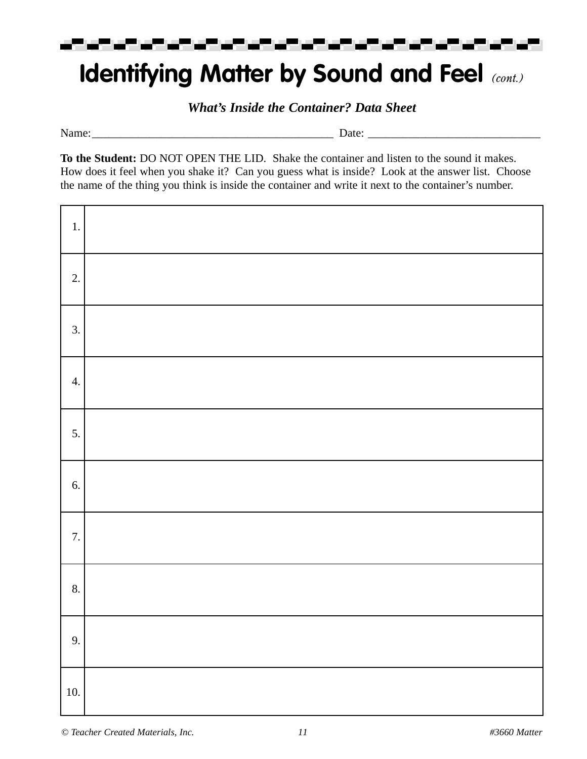# Identifying Matter by Sound and Feel *(cont.)*

***What's Inside the Container? Data Sheet***

Name:__________________________________________ Date: ______________________________

**To the Student:** DO NOT OPEN THE LID. Shake the container and listen to the sound it makes. How does it feel when you shake it? Can you guess what is inside? Look at the answer list. Choose the name of the thing you think is inside the container and write it next to the container's number.

| | |
|---|---|
| 1. | |
| 2. | |
| 3. | |
| 4. | |
| 5. | |
| 6. | |
| 7. | |
| 8. | |
| 9. | |
| 10. | |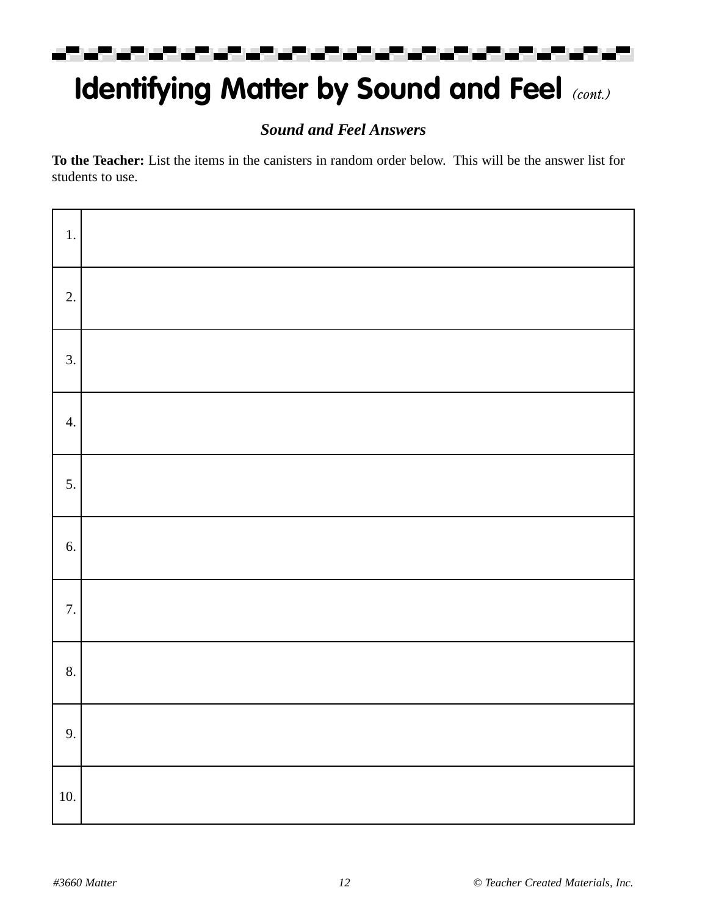# Identifying Matter by Sound and Feel *(cont.)*

***Sound and Feel Answers***

**To the Teacher:** List the items in the canisters in random order below. This will be the answer list for students to use.

| | |
|---|---|
| 1. | |
| 2. | |
| 3. | |
| 4. | |
| 5. | |
| 6. | |
| 7. | |
| 8. | |
| 9. | |
| 10. | |